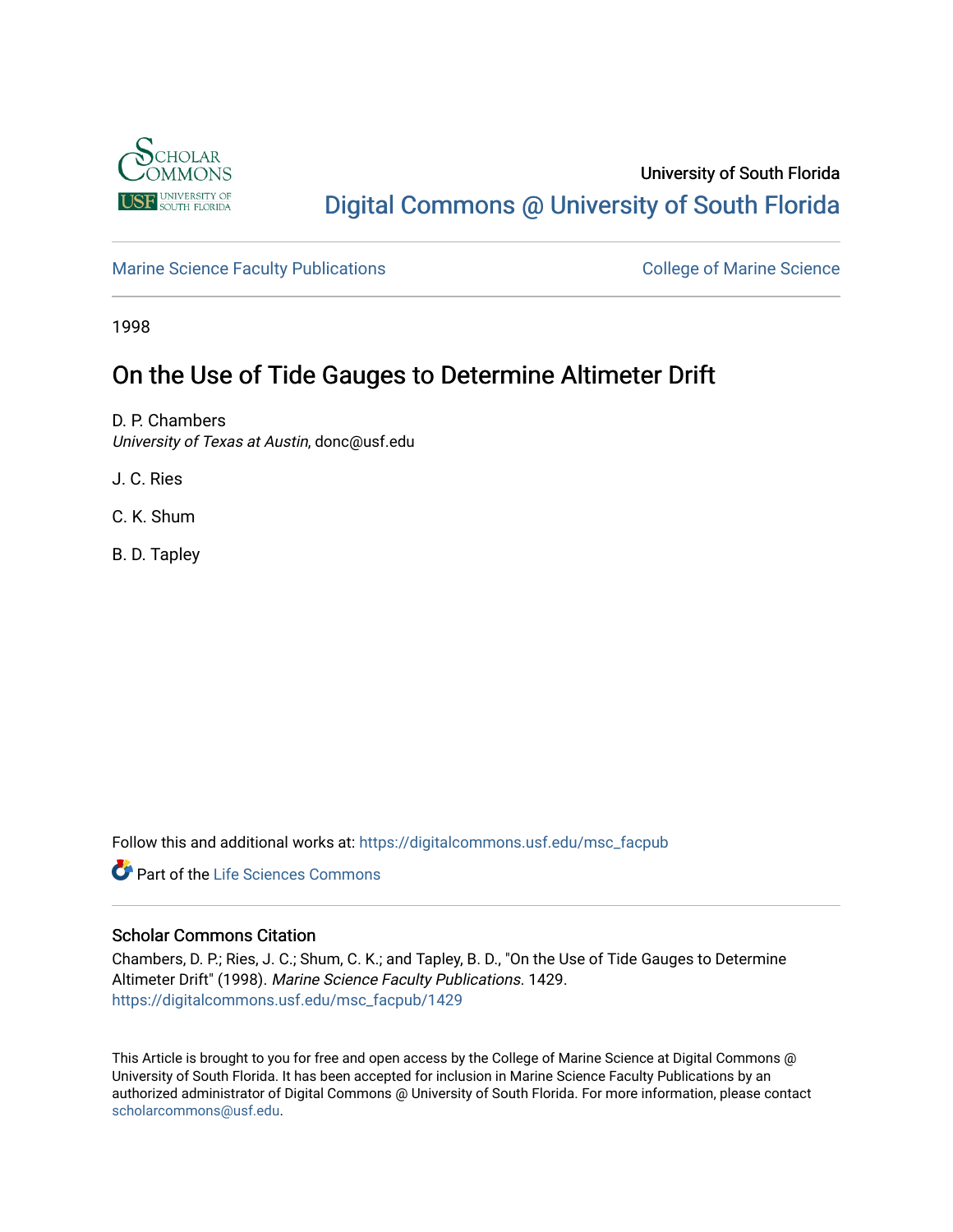University of South Florida

Digital Commons @ University of South Florida

Marine Science Faculty Publications

College of Marine Science

1998

# On the Use of Tide Gauges to Determine Altimeter Drift

D. P. Chambers
*University of Texas at Austin*, donc@usf.edu

J. C. Ries

C. K. Shum

B. D. Tapley

Follow this and additional works at: https://digitalcommons.usf.edu/msc_facpub

Part of the Life Sciences Commons

## Scholar Commons Citation

Chambers, D. P.; Ries, J. C.; Shum, C. K.; and Tapley, B. D., "On the Use of Tide Gauges to Determine Altimeter Drift" (1998). *Marine Science Faculty Publications*. 1429.
https://digitalcommons.usf.edu/msc_facpub/1429

This Article is brought to you for free and open access by the College of Marine Science at Digital Commons @ University of South Florida. It has been accepted for inclusion in Marine Science Faculty Publications by an authorized administrator of Digital Commons @ University of South Florida. For more information, please contact scholarcommons@usf.edu.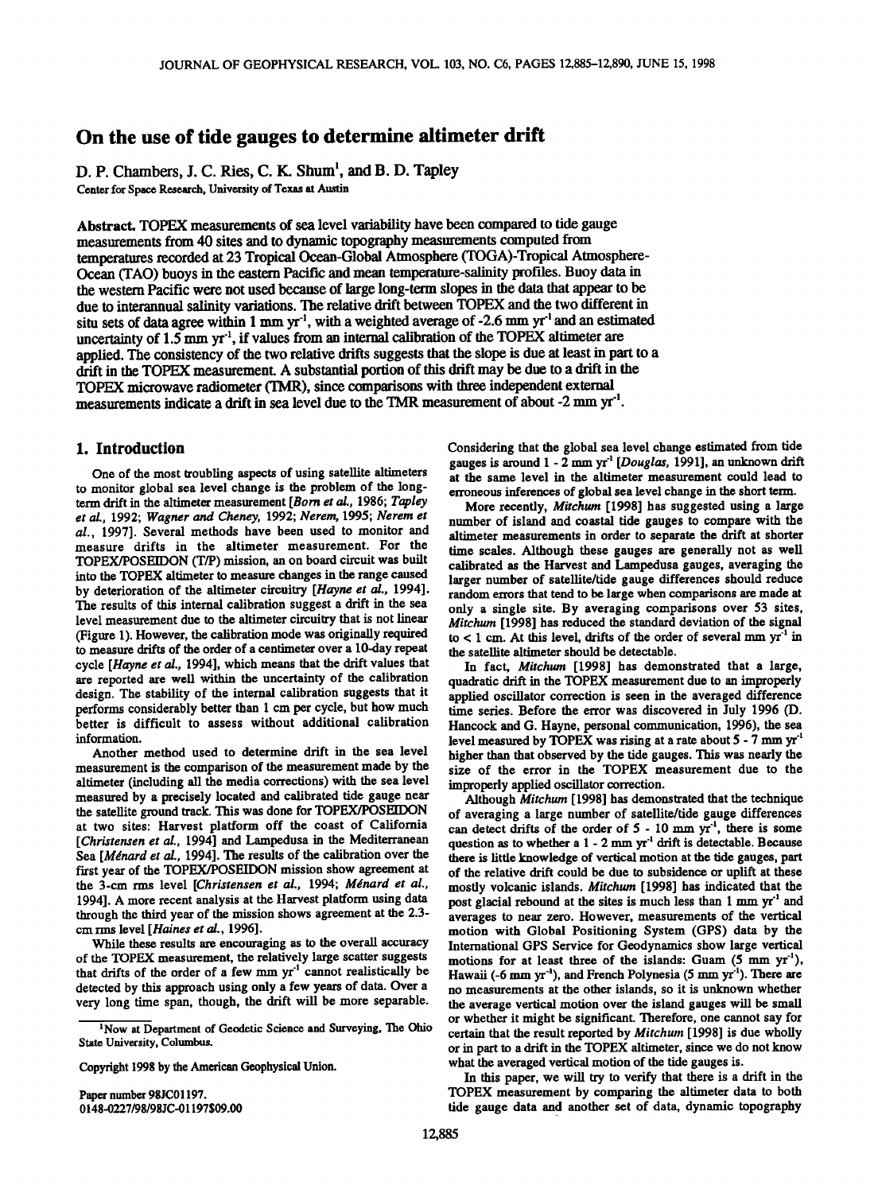# On the use of tide gauges to determine altimeter drift

D. P. Chambers, J. C. Ries, C. K. Shum[1], and B. D. Tapley

Center for Space Research, University of Texas at Austin

**Abstract.** TOPEX measurements of sea level variability have been compared to tide gauge measurements from 40 sites and to dynamic topography measurements computed from temperatures recorded at 23 Tropical Ocean-Global Atmosphere (TOGA)-Tropical Atmosphere-Ocean (TAO) buoys in the eastern Pacific and mean temperature-salinity profiles. Buoy data in the western Pacific were not used because of large long-term slopes in the data that appear to be due to interannual salinity variations. The relative drift between TOPEX and the two different in situ sets of data agree within 1 mm yr$^{-1}$, with a weighted average of -2.6 mm yr$^{-1}$ and an estimated uncertainty of 1.5 mm yr$^{-1}$, if values from an internal calibration of the TOPEX altimeter are applied. The consistency of the two relative drifts suggests that the slope is due at least in part to a drift in the TOPEX measurement. A substantial portion of this drift may be due to a drift in the TOPEX microwave radiometer (TMR), since comparisons with three independent external measurements indicate a drift in sea level due to the TMR measurement of about -2 mm yr$^{-1}$.

## 1. Introduction

One of the most troubling aspects of using satellite altimeters to monitor global sea level change is the problem of the long-term drift in the altimeter measurement [*Born et al.*, 1986; *Tapley et al.*, 1992; *Wagner and Cheney*, 1992; *Nerem*, 1995; *Nerem et al.*, 1997]. Several methods have been used to monitor and measure drifts in the altimeter measurement. For the TOPEX/POSEIDON (T/P) mission, an on board circuit was built into the TOPEX altimeter to measure changes in the range caused by deterioration of the altimeter circuitry [*Hayne et al.*, 1994]. The results of this internal calibration suggest a drift in the sea level measurement due to the altimeter circuitry that is not linear (Figure 1). However, the calibration mode was originally required to measure drifts of the order of a centimeter over a 10-day repeat cycle [*Hayne et al.*, 1994], which means that the drift values that are reported are well within the uncertainty of the calibration design. The stability of the internal calibration suggests that it performs considerably better than 1 cm per cycle, but how much better is difficult to assess without additional calibration information.

Another method used to determine drift in the sea level measurement is the comparison of the measurement made by the altimeter (including all the media corrections) with the sea level measured by a precisely located and calibrated tide gauge near the satellite ground track. This was done for TOPEX/POSEIDON at two sites: Harvest platform off the coast of California [*Christensen et al.*, 1994] and Lampedusa in the Mediterranean Sea [*Ménard et al.*, 1994]. The results of the calibration over the first year of the TOPEX/POSEIDON mission show agreement at the 3-cm rms level [*Christensen et al.*, 1994; *Ménard et al.*, 1994]. A more recent analysis at the Harvest platform using data through the third year of the mission shows agreement at the 2.3-cm rms level [*Haines et al.*, 1996].

While these results are encouraging as to the overall accuracy of the TOPEX measurement, the relatively large scatter suggests that drifts of the order of a few mm yr$^{-1}$ cannot realistically be detected by this approach using only a few years of data. Over a very long time span, though, the drift will be more separable. Considering that the global sea level change estimated from tide gauges is around 1 - 2 mm yr$^{-1}$ [*Douglas*, 1991], an unknown drift at the same level in the altimeter measurement could lead to erroneous inferences of global sea level change in the short term.

More recently, *Mitchum* [1998] has suggested using a large number of island and coastal tide gauges to compare with the altimeter measurements in order to separate the drift at shorter time scales. Although these gauges are generally not as well calibrated as the Harvest and Lampedusa gauges, averaging the larger number of satellite/tide gauge differences should reduce random errors that tend to be large when comparisons are made at only a single site. By averaging comparisons over 53 sites, *Mitchum* [1998] has reduced the standard deviation of the signal to < 1 cm. At this level, drifts of the order of several mm yr$^{-1}$ in the satellite altimeter should be detectable.

In fact, *Mitchum* [1998] has demonstrated that a large, quadratic drift in the TOPEX measurement due to an improperly applied oscillator correction is seen in the averaged difference time series. Before the error was discovered in July 1996 (D. Hancock and G. Hayne, personal communication, 1996), the sea level measured by TOPEX was rising at a rate about 5 - 7 mm yr$^{-1}$ higher than that observed by the tide gauges. This was nearly the size of the error in the TOPEX measurement due to the improperly applied oscillator correction.

Although *Mitchum* [1998] has demonstrated that the technique of averaging a large number of satellite/tide gauge differences can detect drifts of the order of 5 - 10 mm yr$^{-1}$, there is some question as to whether a 1 - 2 mm yr$^{-1}$ drift is detectable. Because there is little knowledge of vertical motion at the tide gauges, part of the relative drift could be due to subsidence or uplift at these mostly volcanic islands. *Mitchum* [1998] has indicated that the post glacial rebound at the sites is much less than 1 mm yr$^{-1}$ and averages to near zero. However, measurements of the vertical motion with Global Positioning System (GPS) data by the International GPS Service for Geodynamics show large vertical motions for at least three of the islands: Guam (5 mm yr$^{-1}$), Hawaii (-6 mm yr$^{-1}$), and French Polynesia (5 mm yr$^{-1}$). There are no measurements at the other islands, so it is unknown whether the average vertical motion over the island gauges will be small or whether it might be significant. Therefore, one cannot say for certain that the result reported by *Mitchum* [1998] is due wholly or in part to a drift in the TOPEX altimeter, since we do not know what the averaged vertical motion of the tide gauges is.

In this paper, we will try to verify that there is a drift in the TOPEX measurement by comparing the altimeter data to both tide gauge data and another set of data, dynamic topography

[1]Now at Department of Geodetic Science and Surveying, The Ohio State University, Columbus.

Copyright 1998 by the American Geophysical Union.

Paper number 98JC01197.
0148-0227/98/98JC-01197$09.00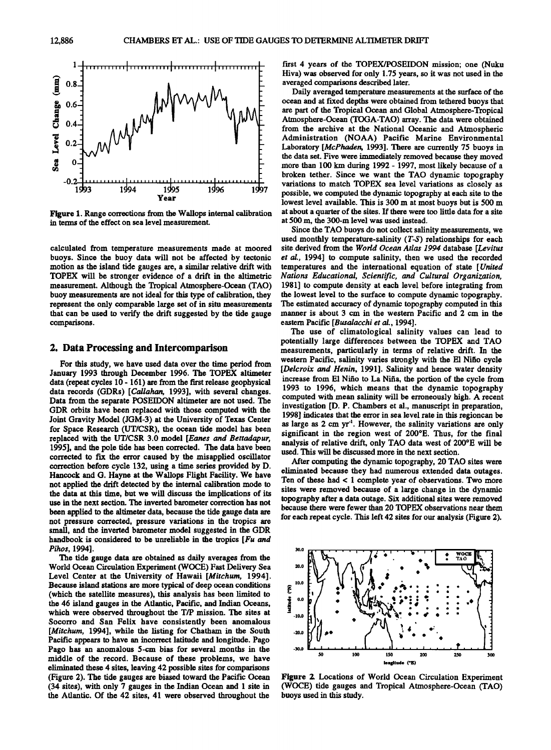**Figure 1.** Range corrections from the Wallops internal calibration in terms of the effect on sea level measurement.

calculated from temperature measurements made at moored buoys. Since the buoy data will not be affected by tectonic motion as the island tide gauges are, a similar relative drift with TOPEX will be stronger evidence of a drift in the altimetric measurement. Although the Tropical Atmosphere-Ocean (TAO) buoy measurements are not ideal for this type of calibration, they represent the only comparable large set of in situ measurements that can be used to verify the drift suggested by the tide gauge comparisons.

## 2. Data Processing and Intercomparison

For this study, we have used data over the time period from January 1993 through December 1996. The TOPEX altimeter data (repeat cycles 10 - 161) are from the first release geophysical data records (GDRs) [*Callahan*, 1993], with several changes. Data from the separate POSEIDON altimeter are not used. The GDR orbits have been replaced with those computed with the Joint Gravity Model (JGM-3) at the University of Texas Center for Space Research (UT/CSR), the ocean tide model has been replaced with the UT/CSR 3.0 model [*Eanes and Bettadapur*, 1995], and the pole tide has been corrected. The data have been corrected to fix the error caused by the misapplied oscillator correction before cycle 132, using a time series provided by D. Hancock and G. Hayne at the Wallops Flight Facility. We have not applied the drift detected by the internal calibration mode to the data at this time, but we will discuss the implications of its use in the next section. The inverted barometer correction has not been applied to the altimeter data, because the tide gauge data are not pressure corrected, pressure variations in the tropics are small, and the inverted barometer model suggested in the GDR handbook is considered to be unreliable in the tropics [*Fu and Pihos*, 1994].

The tide gauge data are obtained as daily averages from the World Ocean Circulation Experiment (WOCE) Fast Delivery Sea Level Center at the University of Hawaii [*Mitchum*, 1994]. Because island stations are more typical of deep ocean conditions (which the satellite measures), this analysis has been limited to the 46 island gauges in the Atlantic, Pacific, and Indian Oceans, which were observed throughout the T/P mission. The sites at Socorro and San Felix have consistently been anomalous [*Mitchum*, 1994], while the listing for Chatham in the South Pacific appears to have an incorrect latitude and longitude. Pago Pago has an anomalous 5-cm bias for several months in the middle of the record. Because of these problems, we have eliminated these 4 sites, leaving 42 possible sites for comparisons (Figure 2). The tide gauges are biased toward the Pacific Ocean (34 sites), with only 7 gauges in the Indian Ocean and 1 site in the Atlantic. Of the 42 sites, 41 were observed throughout the first 4 years of the TOPEX/POSEIDON mission; one (Nuku Hiva) was observed for only 1.75 years, so it was not used in the averaged comparisons described later.

Daily averaged temperature measurements at the surface of the ocean and at fixed depths were obtained from tethered buoys that are part of the Tropical Ocean and Global Atmosphere-Tropical Atmosphere-Ocean (TOGA-TAO) array. The data were obtained from the archive at the National Oceanic and Atmospheric Administration (NOAA) Pacific Marine Environmental Laboratory [*McPhaden*, 1993]. There are currently 75 buoys in the data set. Five were immediately removed because they moved more than 100 km during 1992 - 1997, most likely because of a broken tether. Since we want the TAO dynamic topography variations to match TOPEX sea level variations as closely as possible, we computed the dynamic topography at each site to the lowest level available. This is 300 m at most buoys but is 500 m at about a quarter of the sites. If there were too little data for a site at 500 m, the 300-m level was used instead.

Since the TAO buoys do not collect salinity measurements, we used monthly temperature-salinity (*T-S*) relationships for each site derived from the *World Ocean Atlas 1994* database [*Levitus et al.*, 1994] to compute salinity, then we used the recorded temperatures and the international equation of state [*United Nations Educational, Scientific, and Cultural Organization*, 1981] to compute density at each level before integrating from the lowest level to the surface to compute dynamic topography. The estimated accuracy of dynamic topography computed in this manner is about 3 cm in the western Pacific and 2 cm in the eastern Pacific [*Busalacchi et al.*, 1994].

The use of climatological salinity values can lead to potentially large differences between the TOPEX and TAO measurements, particularly in terms of relative drift. In the western Pacific, salinity varies strongly with the El Niño cycle [*Delcroix and Henin*, 1991]. Salinity and hence water density increase from El Niño to La Niña, the portion of the cycle from 1993 to 1996, which means that the dynamic topography computed with mean salinity will be erroneously high. A recent investigation [D. P. Chambers et al., manuscript in preparation, 1998] indicates that the error in sea level rate in this regioncan be as large as 2 cm yr$^{-1}$. However, the salinity variations are only significant in the region west of 200°E. Thus, for the final analysis of relative drift, only TAO data west of 200°E will be used. This will be discussed more in the next section.

After computing the dynamic topography, 20 TAO sites were eliminated because they had numerous extended data outages. Ten of these had < 1 complete year of observations. Two more sites were removed because of a large change in the dynamic topography after a data outage. Six additional sites were removed because there were fewer than 20 TOPEX observations near them for each repeat cycle. This left 42 sites for our analysis (Figure 2).

**Figure 2.** Locations of World Ocean Circulation Experiment (WOCE) tide gauges and Tropical Atmosphere-Ocean (TAO) buoys used in this study.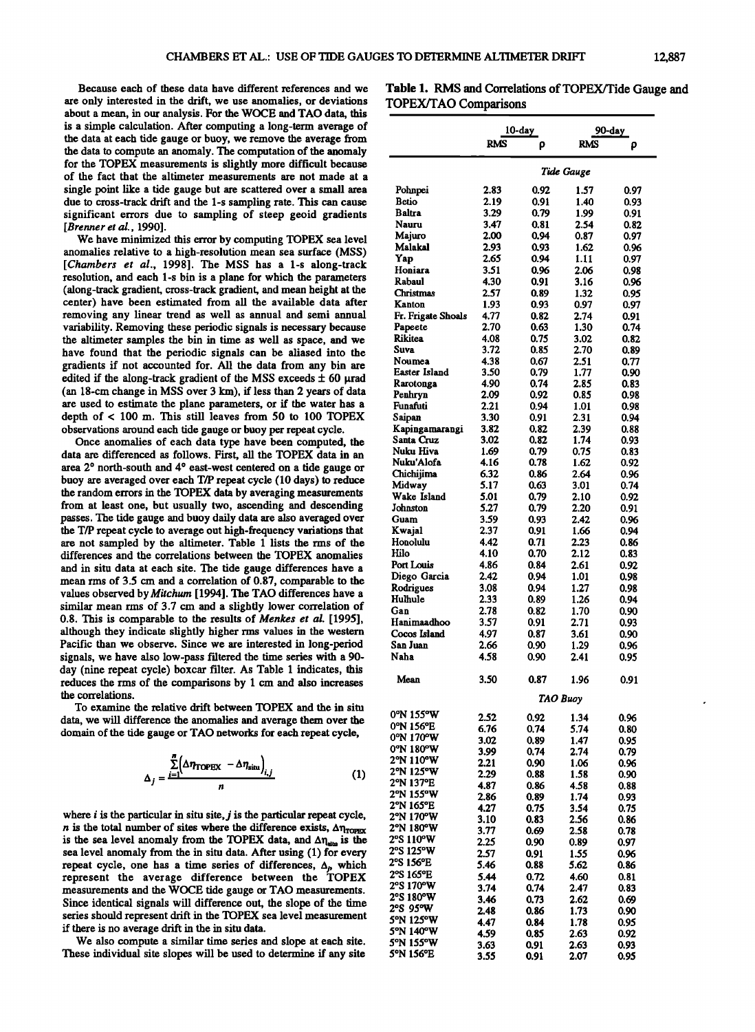Because each of these data have different references and we are only interested in the drift, we use anomalies, or deviations about a mean, in our analysis. For the WOCE and TAO data, this is a simple calculation. After computing a long-term average of the data at each tide gauge or buoy, we remove the average from the data to compute an anomaly. The computation of the anomaly for the TOPEX measurements is slightly more difficult because of the fact that the altimeter measurements are not made at a single point like a tide gauge but are scattered over a small area due to cross-track drift and the 1-s sampling rate. This can cause significant errors due to sampling of steep geoid gradients [*Brenner et al.*, 1990].

We have minimized this error by computing TOPEX sea level anomalies relative to a high-resolution mean sea surface (MSS) [*Chambers et al.*, 1998]. The MSS has a 1-s along-track resolution, and each 1-s bin is a plane for which the parameters (along-track gradient, cross-track gradient, and mean height at the center) have been estimated from all the available data after removing any linear trend as well as annual and semi annual variability. Removing these periodic signals is necessary because the altimeter samples the bin in time as well as space, and we have found that the periodic signals can be aliased into the gradients if not accounted for. All the data from any bin are edited if the along-track gradient of the MSS exceeds ± 60 μrad (an 18-cm change in MSS over 3 km), if less than 2 years of data are used to estimate the plane parameters, or if the water has a depth of < 100 m. This still leaves from 50 to 100 TOPEX observations around each tide gauge or buoy per repeat cycle.

Once anomalies of each data type have been computed, the data are differenced as follows. First, all the TOPEX data in an area 2° north-south and 4° east-west centered on a tide gauge or buoy are averaged over each T/P repeat cycle (10 days) to reduce the random errors in the TOPEX data by averaging measurements from at least one, but usually two, ascending and descending passes. The tide gauge and buoy daily data are also averaged over the T/P repeat cycle to average out high-frequency variations that are not sampled by the altimeter. Table 1 lists the rms of the differences and the correlations between the TOPEX anomalies and in situ data at each site. The tide gauge differences have a mean rms of 3.5 cm and a correlation of 0.87, comparable to the values observed by *Mitchum* [1994]. The TAO differences have a similar mean rms of 3.7 cm and a slightly lower correlation of 0.8. This is comparable to the results of *Menkes et al.* [1995], although they indicate slightly higher rms values in the western Pacific than we observe. Since we are interested in long-period signals, we have also low-pass filtered the time series with a 90-day (nine repeat cycle) boxcar filter. As Table 1 indicates, this reduces the rms of the comparisons by 1 cm and also increases the correlations.

To examine the relative drift between TOPEX and the in situ data, we will difference the anomalies and average them over the domain of the tide gauge or TAO networks for each repeat cycle,

$$\Delta_j = \frac{\sum_{i=1}^{n}\left(\Delta\eta_{\mathrm{TOPEX}} - \Delta\eta_{\mathrm{situ}}\right)_{i,j}}{n} \qquad (1)$$

where $i$ is the particular in situ site, $j$ is the particular repeat cycle, $n$ is the total number of sites where the difference exists, $\Delta\eta_{\mathrm{TOPEX}}$ is the sea level anomaly from the TOPEX data, and $\Delta\eta_{\mathrm{situ}}$ is the sea level anomaly from the in situ data. After using (1) for every repeat cycle, one has a time series of differences, $\Delta_j$, which represent the average difference between the TOPEX measurements and the WOCE tide gauge or TAO measurements. Since identical signals will difference out, the slope of the time series should represent drift in the TOPEX sea level measurement if there is no average drift in the in situ data.

We also compute a similar time series and slope at each site. These individual site slopes will be used to determine if any site

**Table 1.** RMS and Correlations of TOPEX/Tide Gauge and TOPEX/TAO Comparisons

| | 10-day | | 90-day | |
|---|---|---|---|---|
| | RMS | ρ | RMS | ρ |
| ***Tide Gauge*** | | | | |
| Pohnpei | 2.83 | 0.92 | 1.57 | 0.97 |
| Betio | 2.19 | 0.91 | 1.40 | 0.93 |
| Baltra | 3.29 | 0.79 | 1.99 | 0.91 |
| Nauru | 3.47 | 0.81 | 2.54 | 0.82 |
| Majuro | 2.00 | 0.94 | 0.87 | 0.97 |
| Malakal | 2.93 | 0.93 | 1.62 | 0.96 |
| Yap | 2.65 | 0.94 | 1.11 | 0.97 |
| Honiara | 3.51 | 0.96 | 2.06 | 0.98 |
| Rabaul | 4.30 | 0.91 | 3.16 | 0.96 |
| Christmas | 2.57 | 0.89 | 1.32 | 0.95 |
| Kanton | 1.93 | 0.93 | 0.97 | 0.97 |
| Fr. Frigate Shoals | 4.77 | 0.82 | 2.74 | 0.91 |
| Papeete | 2.70 | 0.63 | 1.30 | 0.74 |
| Rikitea | 4.08 | 0.75 | 3.02 | 0.82 |
| Suva | 3.72 | 0.85 | 2.70 | 0.89 |
| Noumea | 4.38 | 0.67 | 2.51 | 0.77 |
| Easter Island | 3.50 | 0.79 | 1.77 | 0.90 |
| Rarotonga | 4.90 | 0.74 | 2.85 | 0.83 |
| Penhryn | 2.09 | 0.92 | 0.85 | 0.98 |
| Funafuti | 2.21 | 0.94 | 1.01 | 0.98 |
| Saipan | 3.30 | 0.91 | 2.31 | 0.94 |
| Kapingamarangi | 3.82 | 0.82 | 2.39 | 0.88 |
| Santa Cruz | 3.02 | 0.82 | 1.74 | 0.93 |
| Nuku Hiva | 1.69 | 0.79 | 0.75 | 0.83 |
| Nuku'Alofa | 4.16 | 0.78 | 1.62 | 0.92 |
| Chichijima | 6.32 | 0.86 | 2.64 | 0.96 |
| Midway | 5.17 | 0.63 | 3.01 | 0.74 |
| Wake Island | 5.01 | 0.79 | 2.10 | 0.92 |
| Johnston | 5.27 | 0.79 | 2.20 | 0.91 |
| Guam | 3.59 | 0.93 | 2.42 | 0.96 |
| Kwajal | 2.37 | 0.91 | 1.66 | 0.94 |
| Honolulu | 4.42 | 0.71 | 2.23 | 0.86 |
| Hilo | 4.10 | 0.70 | 2.12 | 0.83 |
| Port Louis | 4.86 | 0.84 | 2.61 | 0.92 |
| Diego Garcia | 2.42 | 0.94 | 1.01 | 0.98 |
| Rodrigues | 3.08 | 0.94 | 1.27 | 0.98 |
| Hulhule | 2.33 | 0.89 | 1.26 | 0.94 |
| Gan | 2.78 | 0.82 | 1.70 | 0.90 |
| Hanimaadhoo | 3.57 | 0.91 | 2.71 | 0.93 |
| Cocos Island | 4.97 | 0.87 | 3.61 | 0.90 |
| San Juan | 2.66 | 0.90 | 1.29 | 0.96 |
| Naha | 4.58 | 0.90 | 2.41 | 0.95 |
| Mean | 3.50 | 0.87 | 1.96 | 0.91 |
| ***TAO Buoy*** | | | | |
| 0°N 155°W | 2.52 | 0.92 | 1.34 | 0.96 |
| 0°N 156°E | 6.76 | 0.74 | 5.74 | 0.80 |
| 0°N 170°W | 3.02 | 0.89 | 1.47 | 0.95 |
| 0°N 180°W | 3.99 | 0.74 | 2.74 | 0.79 |
| 2°N 110°W | 2.21 | 0.90 | 1.06 | 0.96 |
| 2°N 125°W | 2.29 | 0.88 | 1.58 | 0.90 |
| 2°N 137°E | 4.87 | 0.86 | 4.58 | 0.88 |
| 2°N 155°W | 2.86 | 0.89 | 1.74 | 0.93 |
| 2°N 165°E | 4.27 | 0.75 | 3.54 | 0.75 |
| 2°N 170°W | 3.10 | 0.83 | 2.56 | 0.86 |
| 2°N 180°W | 3.77 | 0.69 | 2.58 | 0.78 |
| 2°S 110°W | 2.25 | 0.90 | 0.89 | 0.97 |
| 2°S 125°W | 2.57 | 0.91 | 1.55 | 0.96 |
| 2°S 156°E | 5.46 | 0.88 | 5.62 | 0.86 |
| 2°S 165°E | 5.44 | 0.72 | 4.60 | 0.81 |
| 2°S 170°W | 3.74 | 0.74 | 2.47 | 0.83 |
| 2°S 180°W | 3.46 | 0.73 | 2.62 | 0.69 |
| 2°S 95°W | 2.48 | 0.86 | 1.73 | 0.90 |
| 5°N 125°W | 4.47 | 0.84 | 1.78 | 0.95 |
| 5°N 140°W | 4.59 | 0.85 | 2.63 | 0.92 |
| 5°N 155°W | 3.63 | 0.91 | 2.63 | 0.93 |
| 5°N 156°E | 3.55 | 0.91 | 2.07 | 0.95 |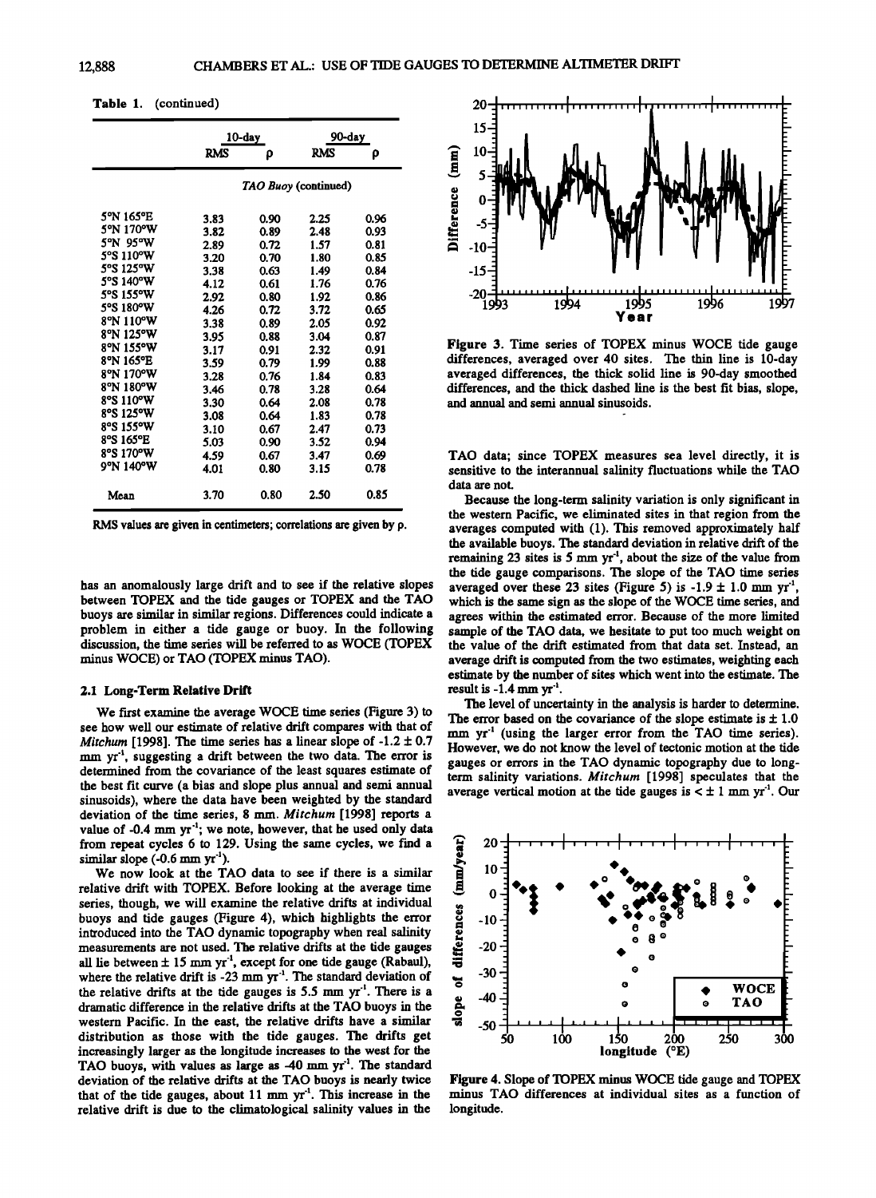Table 1. (continued)

| | 10-day | | 90-day | |
|---|---|---|---|---|
| | RMS | ρ | RMS | ρ |
| *TAO Buoy* (continued) | | | | |
| 5°N 165°E | 3.83 | 0.90 | 2.25 | 0.96 |
| 5°N 170°W | 3.82 | 0.89 | 2.48 | 0.93 |
| 5°N 95°W | 2.89 | 0.72 | 1.57 | 0.81 |
| 5°S 110°W | 3.20 | 0.70 | 1.80 | 0.85 |
| 5°S 125°W | 3.38 | 0.63 | 1.49 | 0.84 |
| 5°S 140°W | 4.12 | 0.61 | 1.76 | 0.76 |
| 5°S 155°W | 2.92 | 0.80 | 1.92 | 0.86 |
| 5°S 180°W | 4.26 | 0.72 | 3.72 | 0.65 |
| 8°N 110°W | 3.38 | 0.89 | 2.05 | 0.92 |
| 8°N 125°W | 3.95 | 0.88 | 3.04 | 0.87 |
| 8°N 155°W | 3.17 | 0.91 | 2.32 | 0.91 |
| 8°N 165°E | 3.59 | 0.79 | 1.99 | 0.88 |
| 8°N 170°W | 3.28 | 0.76 | 1.84 | 0.83 |
| 8°N 180°W | 3.46 | 0.78 | 3.28 | 0.64 |
| 8°S 110°W | 3.30 | 0.64 | 2.08 | 0.78 |
| 8°S 125°W | 3.08 | 0.64 | 1.83 | 0.78 |
| 8°S 155°W | 3.10 | 0.67 | 2.47 | 0.73 |
| 8°S 165°E | 5.03 | 0.90 | 3.52 | 0.94 |
| 8°S 170°W | 4.59 | 0.67 | 3.47 | 0.69 |
| 9°N 140°W | 4.01 | 0.80 | 3.15 | 0.78 |
| Mean | 3.70 | 0.80 | 2.50 | 0.85 |

RMS values are given in centimeters; correlations are given by ρ.

has an anomalously large drift and to see if the relative slopes between TOPEX and the tide gauges or TOPEX and the TAO buoys are similar in similar regions. Differences could indicate a problem in either a tide gauge or buoy. In the following discussion, the time series will be referred to as WOCE (TOPEX minus WOCE) or TAO (TOPEX minus TAO).

### 2.1 Long-Term Relative Drift

We first examine the average WOCE time series (Figure 3) to see how well our estimate of relative drift compares with that of *Mitchum* [1998]. The time series has a linear slope of -1.2 ± 0.7 mm yr$^{-1}$, suggesting a drift between the two data. The error is determined from the covariance of the least squares estimate of the best fit curve (a bias and slope plus annual and semi annual sinusoids), where the data have been weighted by the standard deviation of the time series, 8 mm. *Mitchum* [1998] reports a value of -0.4 mm yr$^{-1}$; we note, however, that he used only data from repeat cycles 6 to 129. Using the same cycles, we find a similar slope (-0.6 mm yr$^{-1}$).

We now look at the TAO data to see if there is a similar relative drift with TOPEX. Before looking at the average time series, though, we will examine the relative drifts at individual buoys and tide gauges (Figure 4), which highlights the error introduced into the TAO dynamic topography when real salinity measurements are not used. The relative drifts at the tide gauges all lie between ± 15 mm yr$^{-1}$, except for one tide gauge (Rabaul), where the relative drift is -23 mm yr$^{-1}$. The standard deviation of the relative drifts at the tide gauges is 5.5 mm yr$^{-1}$. There is a dramatic difference in the relative drifts at the TAO buoys in the western Pacific. In the east, the relative drifts have a similar distribution as those with the tide gauges. The drifts get increasingly larger as the longitude increases to the west for the TAO buoys, with values as large as -40 mm yr$^{-1}$. The standard deviation of the relative drifts at the TAO buoys is nearly twice that of the tide gauges, about 11 mm yr$^{-1}$. This increase in the relative drift is due to the climatological salinity values in the TAO data; since TOPEX measures sea level directly, it is sensitive to the interannual salinity fluctuations while the TAO data are not.

Because the long-term salinity variation is only significant in the western Pacific, we eliminated sites in that region from the averages computed with (1). This removed approximately half the available buoys. The standard deviation in relative drift of the remaining 23 sites is 5 mm yr$^{-1}$, about the size of the value from the tide gauge comparisons. The slope of the TAO time series averaged over these 23 sites (Figure 5) is -1.9 ± 1.0 mm yr$^{-1}$, which is the same sign as the slope of the WOCE time series, and agrees within the estimated error. Because of the more limited sample of the TAO data, we hesitate to put too much weight on the value of the drift estimated from that data set. Instead, an average drift is computed from the two estimates, weighting each estimate by the number of sites which went into the estimate. The result is -1.4 mm yr$^{-1}$.

The level of uncertainty in the analysis is harder to determine. The error based on the covariance of the slope estimate is ± 1.0 mm yr$^{-1}$ (using the larger error from the TAO time series). However, we do not know the level of tectonic motion at the tide gauges or errors in the TAO dynamic topography due to long-term salinity variations. *Mitchum* [1998] speculates that the average vertical motion at the tide gauges is < ± 1 mm yr$^{-1}$. Our

Figure 3. Time series of TOPEX minus WOCE tide gauge differences, averaged over 40 sites. The thin line is 10-day averaged differences, the thick solid line is 90-day smoothed differences, and the thick dashed line is the best fit bias, slope, and annual and semi annual sinusoids.

Figure 4. Slope of TOPEX minus WOCE tide gauge and TOPEX minus TAO differences at individual sites as a function of longitude.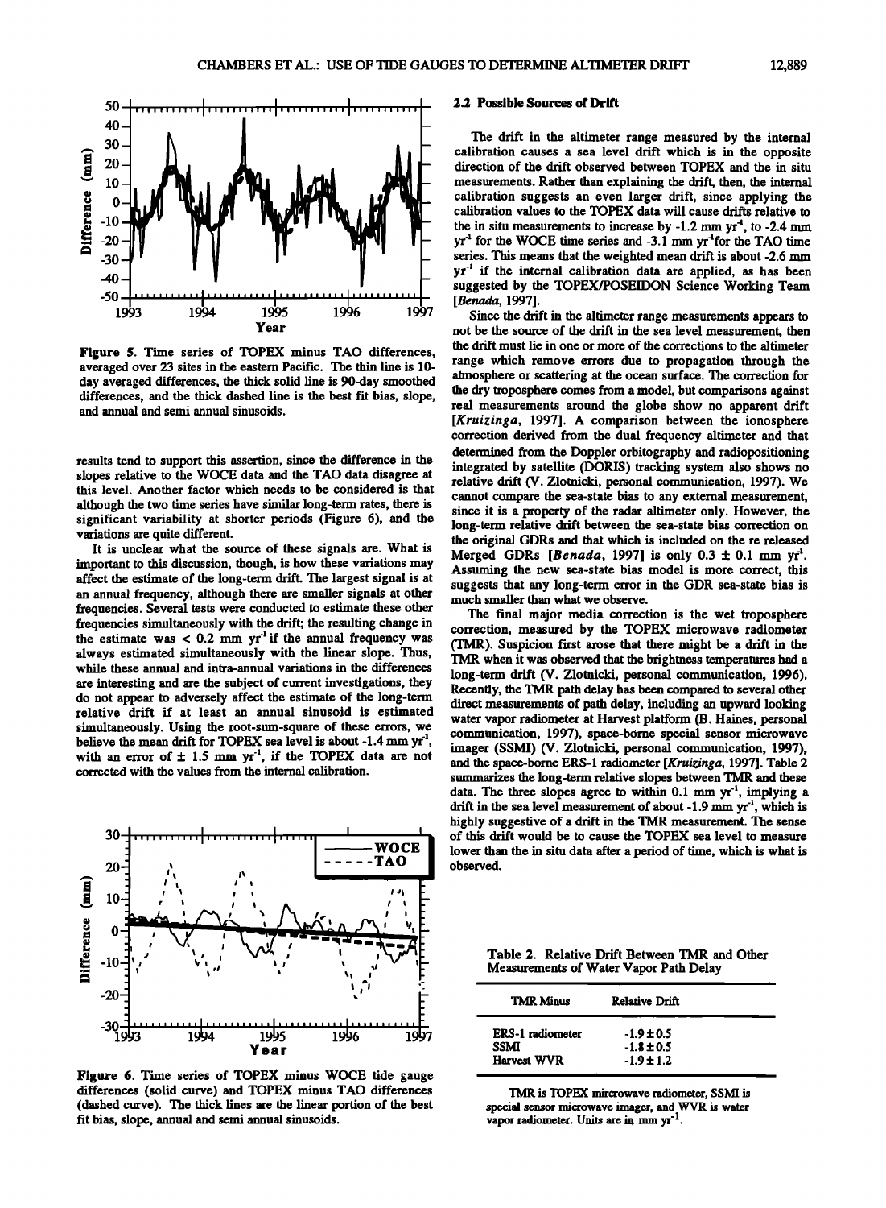Figure 5. Time series of TOPEX minus TAO differences, averaged over 23 sites in the eastern Pacific. The thin line is 10-day averaged differences, the thick solid line is 90-day smoothed differences, and the thick dashed line is the best fit bias, slope, and annual and semi annual sinusoids.

results tend to support this assertion, since the difference in the slopes relative to the WOCE data and the TAO data disagree at this level. Another factor which needs to be considered is that although the two time series have similar long-term rates, there is significant variability at shorter periods (Figure 6), and the variations are quite different.

It is unclear what the source of these signals are. What is important to this discussion, though, is how these variations may affect the estimate of the long-term drift. The largest signal is at an annual frequency, although there are smaller signals at other frequencies. Several tests were conducted to estimate these other frequencies simultaneously with the drift; the resulting change in the estimate was < 0.2 mm $yr^{-1}$ if the annual frequency was always estimated simultaneously with the linear slope. Thus, while these annual and intra-annual variations in the differences are interesting and are the subject of current investigations, they do not appear to adversely affect the estimate of the long-term relative drift if at least an annual sinusoid is estimated simultaneously. Using the root-sum-square of these errors, we believe the mean drift for TOPEX sea level is about -1.4 mm $yr^{-1}$, with an error of ± 1.5 mm $yr^{-1}$, if the TOPEX data are not corrected with the values from the internal calibration.

Figure 6. Time series of TOPEX minus WOCE tide gauge differences (solid curve) and TOPEX minus TAO differences (dashed curve). The thick lines are the linear portion of the best fit bias, slope, annual and semi annual sinusoids.

### 2.2 Possible Sources of Drift

The drift in the altimeter range measured by the internal calibration causes a sea level drift which is in the opposite direction of the drift observed between TOPEX and the in situ measurements. Rather than explaining the drift, then, the internal calibration suggests an even larger drift, since applying the calibration values to the TOPEX data will cause drifts relative to the in situ measurements to increase by -1.2 mm $yr^{-1}$, to -2.4 mm $yr^{-1}$ for the WOCE time series and -3.1 mm $yr^{-1}$for the TAO time series. This means that the weighted mean drift is about -2.6 mm $yr^{-1}$ if the internal calibration data are applied, as has been suggested by the TOPEX/POSEIDON Science Working Team [*Benada*, 1997].

Since the drift in the altimeter range measurements appears to not be the source of the drift in the sea level measurement, then the drift must lie in one or more of the corrections to the altimeter range which remove errors due to propagation through the atmosphere or scattering at the ocean surface. The correction for the dry troposphere comes from a model, but comparisons against real measurements around the globe show no apparent drift [*Kruizinga*, 1997]. A comparison between the ionosphere correction derived from the dual frequency altimeter and that determined from the Doppler orbitography and radiopositioning integrated by satellite (DORIS) tracking system also shows no relative drift (V. Zlotnicki, personal communication, 1997). We cannot compare the sea-state bias to any external measurement, since it is a property of the radar altimeter only. However, the long-term relative drift between the sea-state bias correction on the original GDRs and that which is included on the re released Merged GDRs [*Benada*, 1997] is only 0.3 ± 0.1 mm $yr^{-1}$. Assuming the new sea-state bias model is more correct, this suggests that any long-term error in the GDR sea-state bias is much smaller than what we observe.

The final major media correction is the wet troposphere correction, measured by the TOPEX microwave radiometer (TMR). Suspicion first arose that there might be a drift in the TMR when it was observed that the brightness temperatures had a long-term drift (V. Zlotnicki, personal communication, 1996). Recently, the TMR path delay has been compared to several other direct measurements of path delay, including an upward looking water vapor radiometer at Harvest platform (B. Haines, personal communication, 1997), space-borne special sensor microwave imager (SSMI) (V. Zlotnicki, personal communication, 1997), and the space-borne ERS-1 radiometer [*Kruizinga*, 1997]. Table 2 summarizes the long-term relative slopes between TMR and these data. The three slopes agree to within 0.1 mm $yr^{-1}$, implying a drift in the sea level measurement of about -1.9 mm $yr^{-1}$, which is highly suggestive of a drift in the TMR measurement. The sense of this drift would be to cause the TOPEX sea level to measure lower than the in situ data after a period of time, which is what is observed.

**Table 2.** Relative Drift Between TMR and Other Measurements of Water Vapor Path Delay

| TMR Minus | Relative Drift |
|---|---|
| ERS-1 radiometer | -1.9 ± 0.5 |
| SSMI | -1.8 ± 0.5 |
| Harvest WVR | -1.9 ± 1.2 |

TMR is TOPEX mircrowave radiometer, SSMI is special sensor microwave imager, and WVR is water vapor radiometer. Units are in mm $yr^{-1}$.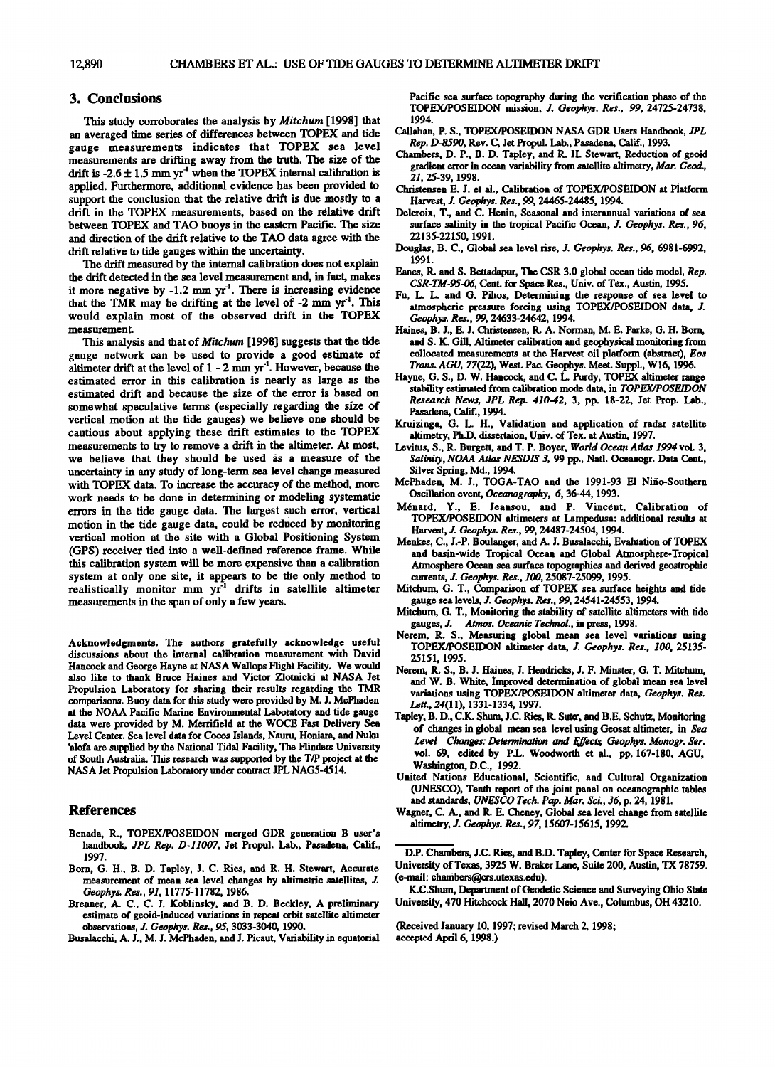## 3. Conclusions

This study corroborates the analysis by *Mitchum* [1998] that an averaged time series of differences between TOPEX and tide gauge measurements indicates that TOPEX sea level measurements are drifting away from the truth. The size of the drift is $-2.6 \pm 1.5$ mm yr$^{-1}$ when the TOPEX internal calibration is applied. Furthermore, additional evidence has been provided to support the conclusion that the relative drift is due mostly to a drift in the TOPEX measurements, based on the relative drift between TOPEX and TAO buoys in the eastern Pacific. The size and direction of the drift relative to the TAO data agree with the drift relative to tide gauges within the uncertainty.

The drift measured by the internal calibration does not explain the drift detected in the sea level measurement and, in fact, makes it more negative by -1.2 mm yr$^{-1}$. There is increasing evidence that the TMR may be drifting at the level of -2 mm yr$^{-1}$. This would explain most of the observed drift in the TOPEX measurement.

This analysis and that of *Mitchum* [1998] suggests that the tide gauge network can be used to provide a good estimate of altimeter drift at the level of 1 - 2 mm yr$^{-1}$. However, because the estimated error in this calibration is nearly as large as the estimated drift and because the size of the error is based on somewhat speculative terms (especially regarding the size of vertical motion at the tide gauges) we believe one should be cautious about applying these drift estimates to the TOPEX measurements to try to remove a drift in the altimeter. At most, we believe that they should be used as a measure of the uncertainty in any study of long-term sea level change measured with TOPEX data. To increase the accuracy of the method, more work needs to be done in determining or modeling systematic errors in the tide gauge data. The largest such error, vertical motion in the tide gauge data, could be reduced by monitoring vertical motion at the site with a Global Positioning System (GPS) receiver tied into a well-defined reference frame. While this calibration system will be more expensive than a calibration system at only one site, it appears to be the only method to realistically monitor mm yr$^{-1}$ drifts in satellite altimeter measurements in the span of only a few years.

**Acknowledgments.** The authors gratefully acknowledge useful discussions about the internal calibration measurement with David Hancock and George Hayne at NASA Wallops Flight Facility. We would also like to thank Bruce Haines and Victor Zlotnicki at NASA Jet Propulsion Laboratory for sharing their results regarding the TMR comparisons. Buoy data for this study were provided by M. J. McPhaden at the NOAA Pacific Marine Environmental Laboratory and tide gauge data were provided by M. Merrifield at the WOCE Fast Delivery Sea Level Center. Sea level data for Cocos Islands, Nauru, Honiara, and Nuku 'alofa are supplied by the National Tidal Facility, The Flinders University of South Australia. This research was supported by the T/P project at the NASA Jet Propulsion Laboratory under contract JPL NAG5-4514.

## References

Benada, R., TOPEX/POSEIDON merged GDR generation B user's handbook, *JPL Rep. D-11007*, Jet Propul. Lab., Pasadena, Calif., 1997.

Born, G. H., B. D. Tapley, J. C. Ries, and R. H. Stewart, Accurate measurement of mean sea level changes by altimetric satellites, *J. Geophys. Res.*, *91*, 11775-11782, 1986.

Brenner, A. C., C. J. Koblinsky, and B. D. Beckley, A preliminary estimate of geoid-induced variations in repeat orbit satellite altimeter observations, *J. Geophys. Res.*, *95*, 3033-3040, 1990.

Busalacchi, A. J., M. J. McPhaden, and J. Picaut, Variability in equatorial Pacific sea surface topography during the verification phase of the TOPEX/POSEIDON mission, *J. Geophys. Res.*, *99*, 24725-24738, 1994.

Callahan, P. S., TOPEX/POSEIDON NASA GDR Users Handbook, *JPL Rep. D-8590*, Rev. C, Jet Propul. Lab., Pasadena, Calif., 1993.

Chambers, D. P., B. D. Tapley, and R. H. Stewart, Reduction of geoid gradient error in ocean variability from satellite altimetry, *Mar. Geod.*, *21*, 25-39, 1998.

Christensen E. J. et al., Calibration of TOPEX/POSEIDON at Platform Harvest, *J. Geophys. Res.*, *99*, 24465-24485, 1994.

Delcroix, T., and C. Henin, Seasonal and interannual variations of sea surface salinity in the tropical Pacific Ocean, *J. Geophys. Res.*, *96*, 22135-22150, 1991.

Douglas, B. C., Global sea level rise, *J. Geophys. Res.*, *96*, 6981-6992, 1991.

Eanes, R. and S. Bettadapur, The CSR 3.0 global ocean tide model, *Rep. CSR-TM-95-06*, Cent. for Space Res., Univ. of Tex., Austin, 1995.

Fu, L. L. and G. Pihos, Determining the response of sea level to atmospheric pressure forcing using TOPEX/POSEIDON data, *J. Geophys. Res.*, *99*, 24633-24642, 1994.

Haines, B. J., E. J. Christensen, R. A. Norman, M. E. Parke, G. H. Born, and S. K. Gill, Altimeter calibration and geophysical monitoring from collocated measurements at the Harvest oil platform (abstract), *Eos Trans. AGU*, *77*(22), West. Pac. Geophys. Meet. Suppl., W16, 1996.

Hayne, G. S., D. W. Hancock, and C. L. Purdy, TOPEX altimeter range stability estimated from calibration mode data, in *TOPEX/POSEIDON Research News*, *JPL Rep. 410-42*, 3, pp. 18-22, Jet Prop. Lab., Pasadena, Calif., 1994.

Kruizinga, G. L. H., Validation and application of radar satellite altimetry, Ph.D. dissertaion, Univ. of Tex. at Austin, 1997.

Levitus, S., R. Burgett, and T. P. Boyer, *World Ocean Atlas 1994* vol. 3, *Salinity*, *NOAA Atlas NESDIS 3*, 99 pp., Natl. Oceanogr. Data Cent., Silver Spring, Md., 1994.

McPhaden, M. J., TOGA-TAO and the 1991-93 El Niño-Southern Oscillation event, *Oceanography*, *6*, 36-44, 1993.

Ménard, Y., E. Jeansou, and P. Vincent, Calibration of TOPEX/POSEIDON altimeters at Lampedusa: additional results at Harvest, *J. Geophys. Res.*, *99*, 24487-24504, 1994.

Menkes, C., J.-P. Boulanger, and A. J. Busalacchi, Evaluation of TOPEX and basin-wide Tropical Ocean and Global Atmosphere-Tropical Atmosphere Ocean sea surface topographies and derived geostrophic currents, *J. Geophys. Res.*, *100*, 25087-25099, 1995.

Mitchum, G. T., Comparison of TOPEX sea surface heights and tide gauge sea levels, *J. Geophys. Res.*, *99*, 24541-24553, 1994.

Mitchum, G. T., Monitoring the stability of satellite altimeters with tide gauges, *J. Atmos. Oceanic Technol.*, in press, 1998.

Nerem, R. S., Measuring global mean sea level variations using TOPEX/POSEIDON altimeter data, *J. Geophys. Res.*, *100*, 25135-25151, 1995.

Nerem, R. S., B. J. Haines, J. Hendricks, J. F. Minster, G. T. Mitchum, and W. B. White, Improved determination of global mean sea level variations using TOPEX/POSEIDON altimeter data, *Geophys. Res. Lett.*, *24*(11), 1331-1334, 1997.

Tapley, B. D., C.K. Shum, J.C. Ries, R. Suter, and B.E. Schutz, Monitoring of changes in global mean sea level using Geosat altimeter, in *Sea Level Changes: Determination and Effects*, *Geophys. Monogr. Ser.* vol. 69, edited by P.L. Woodworth et al., pp. 167-180, AGU, Washington, D.C., 1992.

United Nations Educational, Scientific, and Cultural Organization (UNESCO), Tenth report of the joint panel on oceanographic tables and standards, *UNESCO Tech. Pap. Mar. Sci.*, *36*, p. 24, 1981.

Wagner, C. A., and R. E. Cheney, Global sea level change from satellite altimetry, *J. Geophys. Res.*, *97*, 15607-15615, 1992.

D.P. Chambers, J.C. Ries, and B.D. Tapley, Center for Space Research, University of Texas, 3925 W. Braker Lane, Suite 200, Austin, TX 78759. (e-mail: chambers@csr.utexas.edu).

K.C.Shum, Department of Geodetic Science and Surveying Ohio State University, 470 Hitchcock Hall, 2070 Neio Ave., Columbus, OH 43210.

(Received January 10, 1997; revised March 2, 1998; accepted April 6, 1998.)